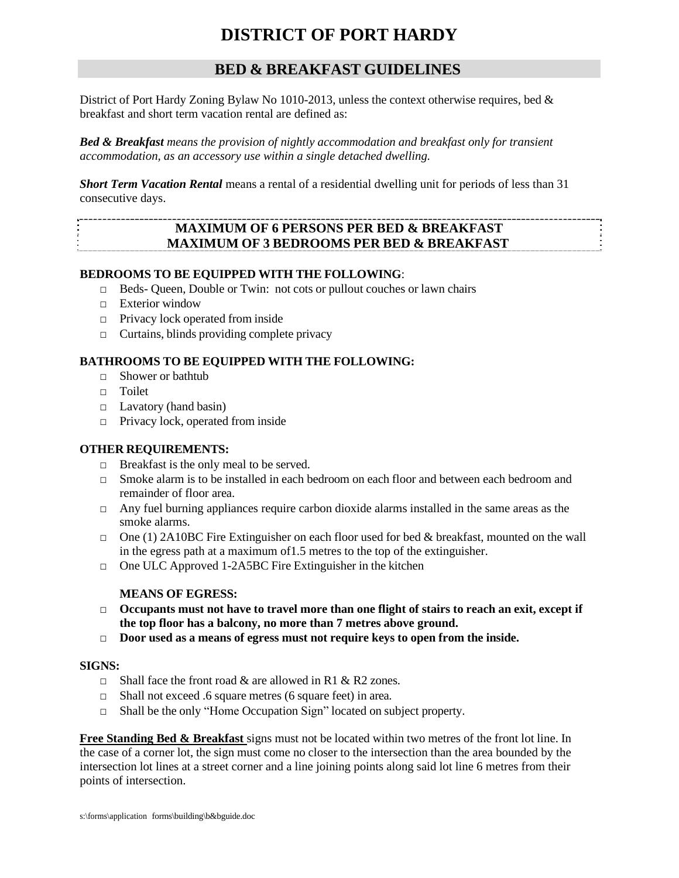# DISTRICT OF PORT HARDY

## BED & BREAKFAST GUIDELINES

District of Port Hardy Zoning Bylaw No 1010-2013, unless the context otherwise requires, bed & breakfast and short term vacation rental are defined as:

***Bed & Breakfast*** *means the provision of nightly accommodation and breakfast only for transient accommodation, as an accessory use within a single detached dwelling.*

***Short Term Vacation Rental*** means a rental of a residential dwelling unit for periods of less than 31 consecutive days.

**MAXIMUM OF 6 PERSONS PER BED & BREAKFAST**
**MAXIMUM OF 3 BEDROOMS PER BED & BREAKFAST**

**BEDROOMS TO BE EQUIPPED WITH THE FOLLOWING**:

- □ Beds- Queen, Double or Twin: not cots or pullout couches or lawn chairs
- □ Exterior window
- □ Privacy lock operated from inside
- □ Curtains, blinds providing complete privacy

**BATHROOMS TO BE EQUIPPED WITH THE FOLLOWING:**

- □ Shower or bathtub
- □ Toilet
- □ Lavatory (hand basin)
- □ Privacy lock, operated from inside

**OTHER REQUIREMENTS:**

- □ Breakfast is the only meal to be served.
- □ Smoke alarm is to be installed in each bedroom on each floor and between each bedroom and remainder of floor area.
- □ Any fuel burning appliances require carbon dioxide alarms installed in the same areas as the smoke alarms.
- □ One (1) 2A10BC Fire Extinguisher on each floor used for bed & breakfast, mounted on the wall in the egress path at a maximum of1.5 metres to the top of the extinguisher.
- □ One ULC Approved 1-2A5BC Fire Extinguisher in the kitchen

**MEANS OF EGRESS:**

- □ **Occupants must not have to travel more than one flight of stairs to reach an exit, except if the top floor has a balcony, no more than 7 metres above ground.**
- □ **Door used as a means of egress must not require keys to open from the inside.**

**SIGNS:**

- □ Shall face the front road & are allowed in R1 & R2 zones.
- □ Shall not exceed .6 square metres (6 square feet) in area.
- □ Shall be the only "Home Occupation Sign" located on subject property.

**Free Standing Bed & Breakfast** signs must not be located within two metres of the front lot line. In the case of a corner lot, the sign must come no closer to the intersection than the area bounded by the intersection lot lines at a street corner and a line joining points along said lot line 6 metres from their points of intersection.

s:\forms\application forms\building\b&bguide.doc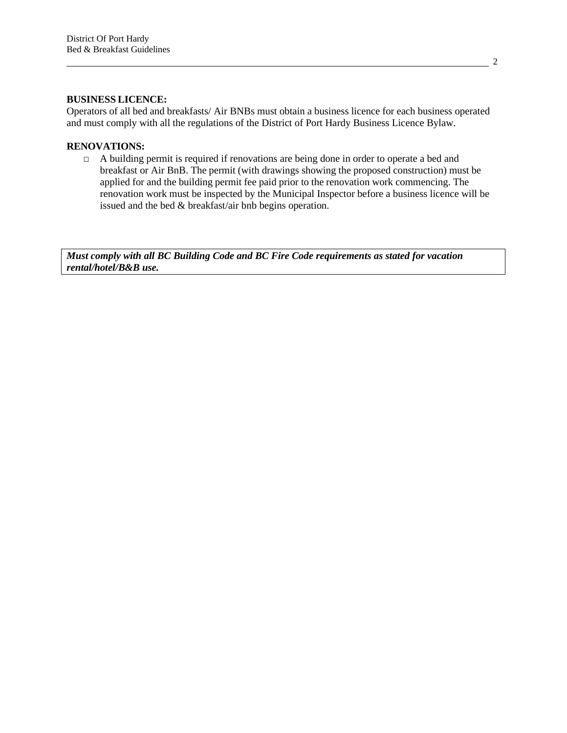**BUSINESS LICENCE:**

Operators of all bed and breakfasts/ Air BNBs must obtain a business licence for each business operated and must comply with all the regulations of the District of Port Hardy Business Licence Bylaw.

**RENOVATIONS:**

- A building permit is required if renovations are being done in order to operate a bed and breakfast or Air BnB. The permit (with drawings showing the proposed construction) must be applied for and the building permit fee paid prior to the renovation work commencing. The renovation work must be inspected by the Municipal Inspector before a business licence will be issued and the bed & breakfast/air bnb begins operation.

***Must comply with all BC Building Code and BC Fire Code requirements as stated for vacation rental/hotel/B&B use.***